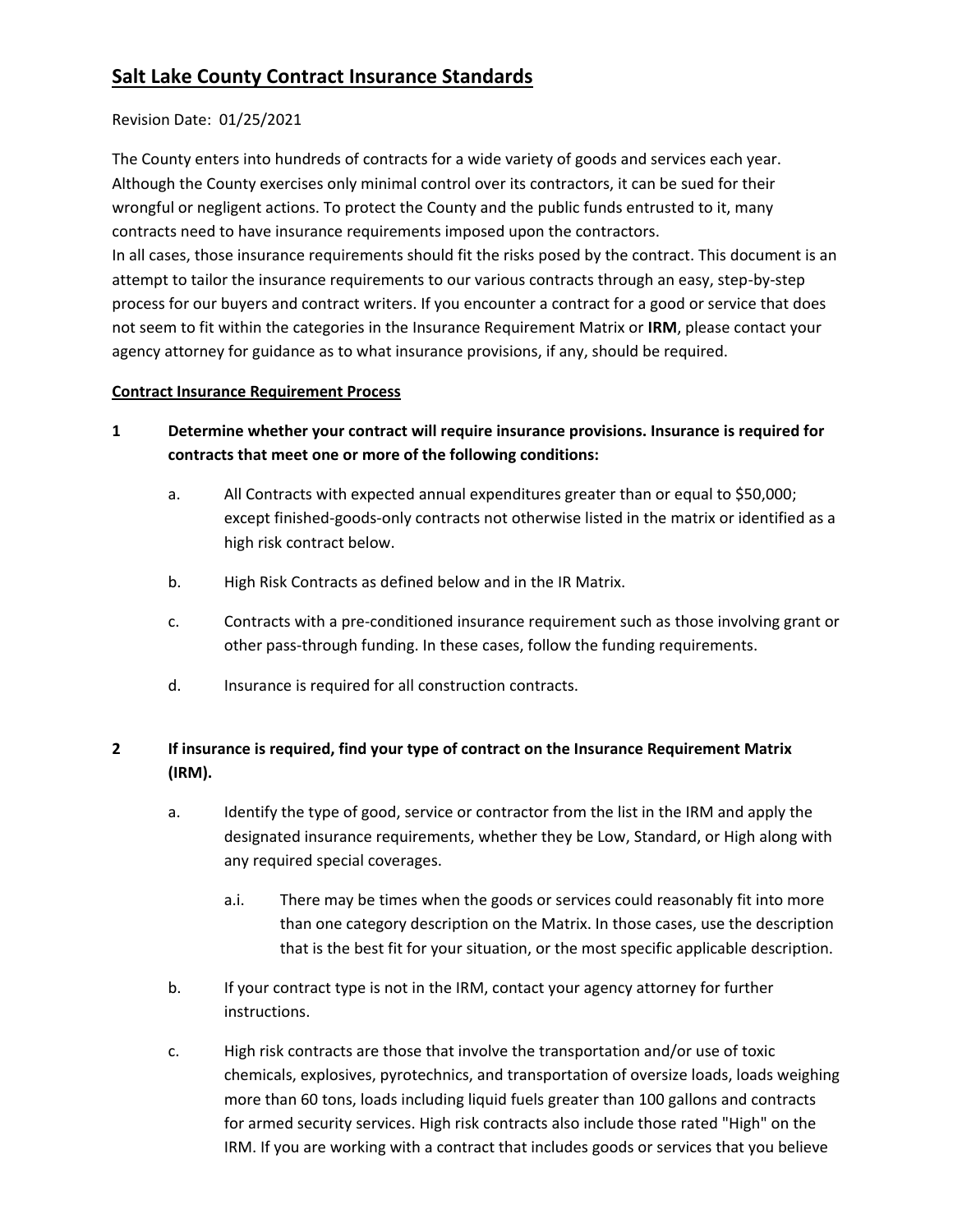# Salt Lake County Contract Insurance Standards

Revision Date: 01/25/2021

The County enters into hundreds of contracts for a wide variety of goods and services each year. Although the County exercises only minimal control over its contractors, it can be sued for their wrongful or negligent actions. To protect the County and the public funds entrusted to it, many contracts need to have insurance requirements imposed upon the contractors.
In all cases, those insurance requirements should fit the risks posed by the contract. This document is an attempt to tailor the insurance requirements to our various contracts through an easy, step-by-step process for our buyers and contract writers. If you encounter a contract for a good or service that does not seem to fit within the categories in the Insurance Requirement Matrix or **IRM**, please contact your agency attorney for guidance as to what insurance provisions, if any, should be required.

## Contract Insurance Requirement Process

**1 Determine whether your contract will require insurance provisions. Insurance is required for contracts that meet one or more of the following conditions:**

a. All Contracts with expected annual expenditures greater than or equal to $50,000; except finished-goods-only contracts not otherwise listed in the matrix or identified as a high risk contract below.

b. High Risk Contracts as defined below and in the IR Matrix.

c. Contracts with a pre-conditioned insurance requirement such as those involving grant or other pass-through funding. In these cases, follow the funding requirements.

d. Insurance is required for all construction contracts.

**2 If insurance is required, find your type of contract on the Insurance Requirement Matrix (IRM).**

a. Identify the type of good, service or contractor from the list in the IRM and apply the designated insurance requirements, whether they be Low, Standard, or High along with any required special coverages.

a.i. There may be times when the goods or services could reasonably fit into more than one category description on the Matrix. In those cases, use the description that is the best fit for your situation, or the most specific applicable description.

b. If your contract type is not in the IRM, contact your agency attorney for further instructions.

c. High risk contracts are those that involve the transportation and/or use of toxic chemicals, explosives, pyrotechnics, and transportation of oversize loads, loads weighing more than 60 tons, loads including liquid fuels greater than 100 gallons and contracts for armed security services. High risk contracts also include those rated "High" on the IRM. If you are working with a contract that includes goods or services that you believe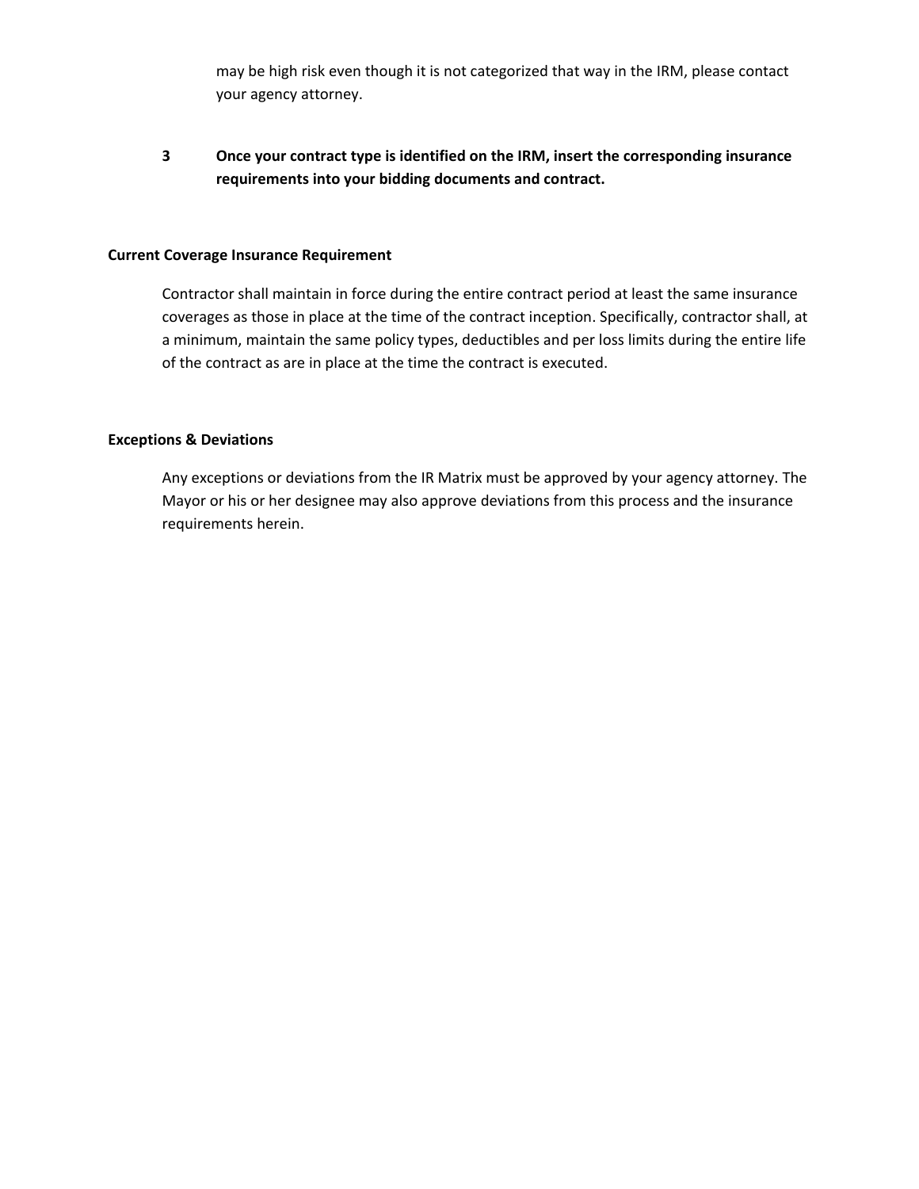may be high risk even though it is not categorized that way in the IRM, please contact your agency attorney.

3. **Once your contract type is identified on the IRM, insert the corresponding insurance requirements into your bidding documents and contract.**

**Current Coverage Insurance Requirement**

Contractor shall maintain in force during the entire contract period at least the same insurance coverages as those in place at the time of the contract inception. Specifically, contractor shall, at a minimum, maintain the same policy types, deductibles and per loss limits during the entire life of the contract as are in place at the time the contract is executed.

**Exceptions & Deviations**

Any exceptions or deviations from the IR Matrix must be approved by your agency attorney. The Mayor or his or her designee may also approve deviations from this process and the insurance requirements herein.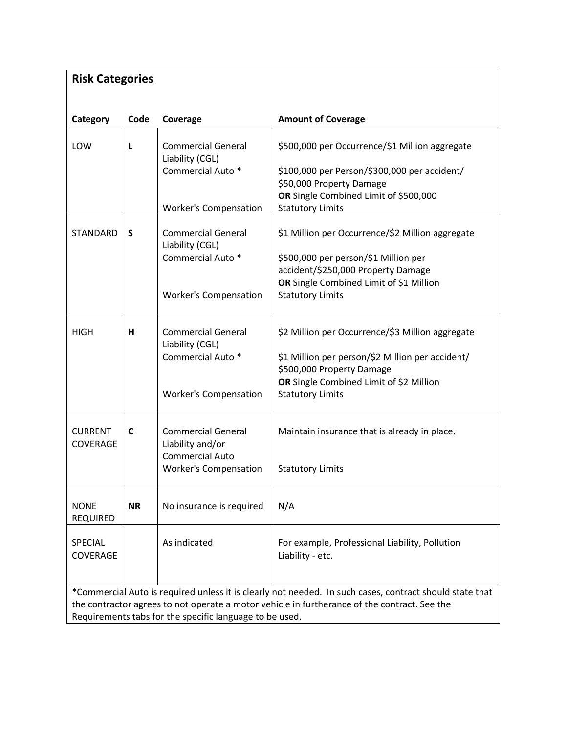## Risk Categories

| Category | Code | Coverage | Amount of Coverage |
|---|---|---|---|
| LOW | **L** | Commercial General Liability (CGL)<br>Commercial Auto *<br><br>Worker's Compensation | $500,000 per Occurrence/$1 Million aggregate<br>$100,000 per Person/$300,000 per accident/ $50,000 Property Damage<br>**OR** Single Combined Limit of $500,000<br>Statutory Limits |
| STANDARD | **S** | Commercial General Liability (CGL)<br>Commercial Auto *<br><br>Worker's Compensation | $1 Million per Occurrence/$2 Million aggregate<br>$500,000 per person/$1 Million per accident/$250,000 Property Damage<br>**OR** Single Combined Limit of $1 Million<br>Statutory Limits |
| HIGH | **H** | Commercial General Liability (CGL)<br>Commercial Auto *<br><br>Worker's Compensation | $2 Million per Occurrence/$3 Million aggregate<br>$1 Million per person/$2 Million per accident/ $500,000 Property Damage<br>**OR** Single Combined Limit of $2 Million<br>Statutory Limits |
| CURRENT COVERAGE | **C** | Commercial General Liability and/or Commercial Auto<br>Worker's Compensation | Maintain insurance that is already in place.<br><br>Statutory Limits |
| NONE REQUIRED | **NR** | No insurance is required | N/A |
| SPECIAL COVERAGE | | As indicated | For example, Professional Liability, Pollution Liability - etc. |

*Commercial Auto is required unless it is clearly not needed. In such cases, contract should state that the contractor agrees to not operate a motor vehicle in furtherance of the contract. See the Requirements tabs for the specific language to be used.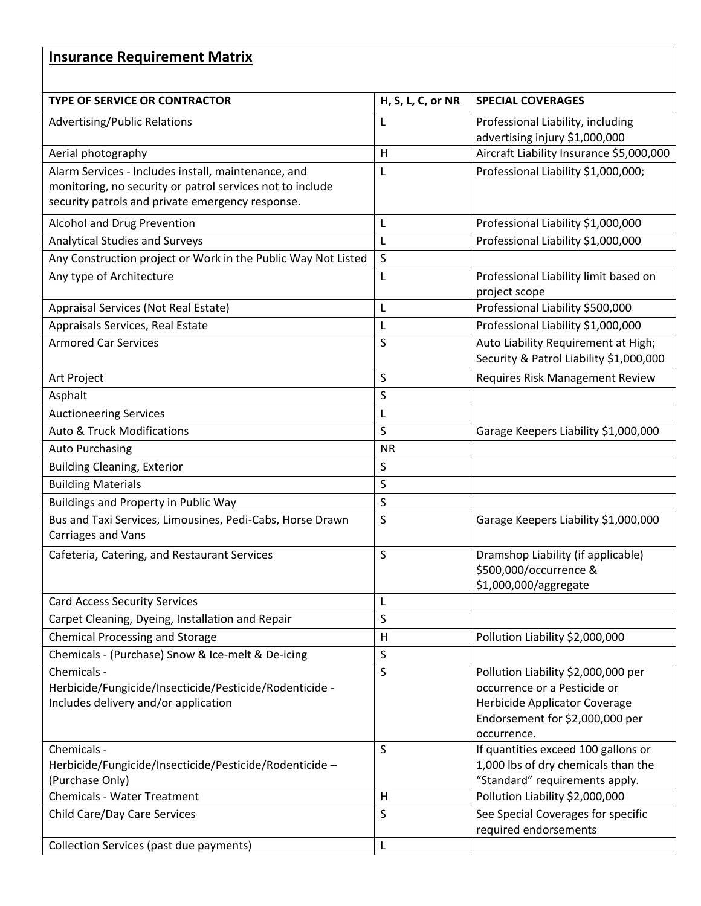## Insurance Requirement Matrix

| TYPE OF SERVICE OR CONTRACTOR | H, S, L, C, or NR | SPECIAL COVERAGES |
|---|---|---|
| Advertising/Public Relations | L | Professional Liability, including advertising injury $1,000,000 |
| Aerial photography | H | Aircraft Liability Insurance $5,000,000 |
| Alarm Services - Includes install, maintenance, and monitoring, no security or patrol services not to include security patrols and private emergency response. | L | Professional Liability $1,000,000; |
| Alcohol and Drug Prevention | L | Professional Liability $1,000,000 |
| Analytical Studies and Surveys | L | Professional Liability $1,000,000 |
| Any Construction project or Work in the Public Way Not Listed | S | |
| Any type of Architecture | L | Professional Liability limit based on project scope |
| Appraisal Services (Not Real Estate) | L | Professional Liability $500,000 |
| Appraisals Services, Real Estate | L | Professional Liability $1,000,000 |
| Armored Car Services | S | Auto Liability Requirement at High; Security & Patrol Liability $1,000,000 |
| Art Project | S | Requires Risk Management Review |
| Asphalt | S | |
| Auctioneering Services | L | |
| Auto & Truck Modifications | S | Garage Keepers Liability $1,000,000 |
| Auto Purchasing | NR | |
| Building Cleaning, Exterior | S | |
| Building Materials | S | |
| Buildings and Property in Public Way | S | |
| Bus and Taxi Services, Limousines, Pedi-Cabs, Horse Drawn Carriages and Vans | S | Garage Keepers Liability $1,000,000 |
| Cafeteria, Catering, and Restaurant Services | S | Dramshop Liability (if applicable) $500,000/occurrence & $1,000,000/aggregate |
| Card Access Security Services | L | |
| Carpet Cleaning, Dyeing, Installation and Repair | S | |
| Chemical Processing and Storage | H | Pollution Liability $2,000,000 |
| Chemicals - (Purchase) Snow & Ice-melt & De-icing | S | |
| Chemicals - Herbicide/Fungicide/Insecticide/Pesticide/Rodenticide - Includes delivery and/or application | S | Pollution Liability $2,000,000 per occurrence or a Pesticide or Herbicide Applicator Coverage Endorsement for $2,000,000 per occurrence. |
| Chemicals - Herbicide/Fungicide/Insecticide/Pesticide/Rodenticide – (Purchase Only) | S | If quantities exceed 100 gallons or 1,000 lbs of dry chemicals than the "Standard" requirements apply. |
| Chemicals - Water Treatment | H | Pollution Liability $2,000,000 |
| Child Care/Day Care Services | S | See Special Coverages for specific required endorsements |
| Collection Services (past due payments) | L | |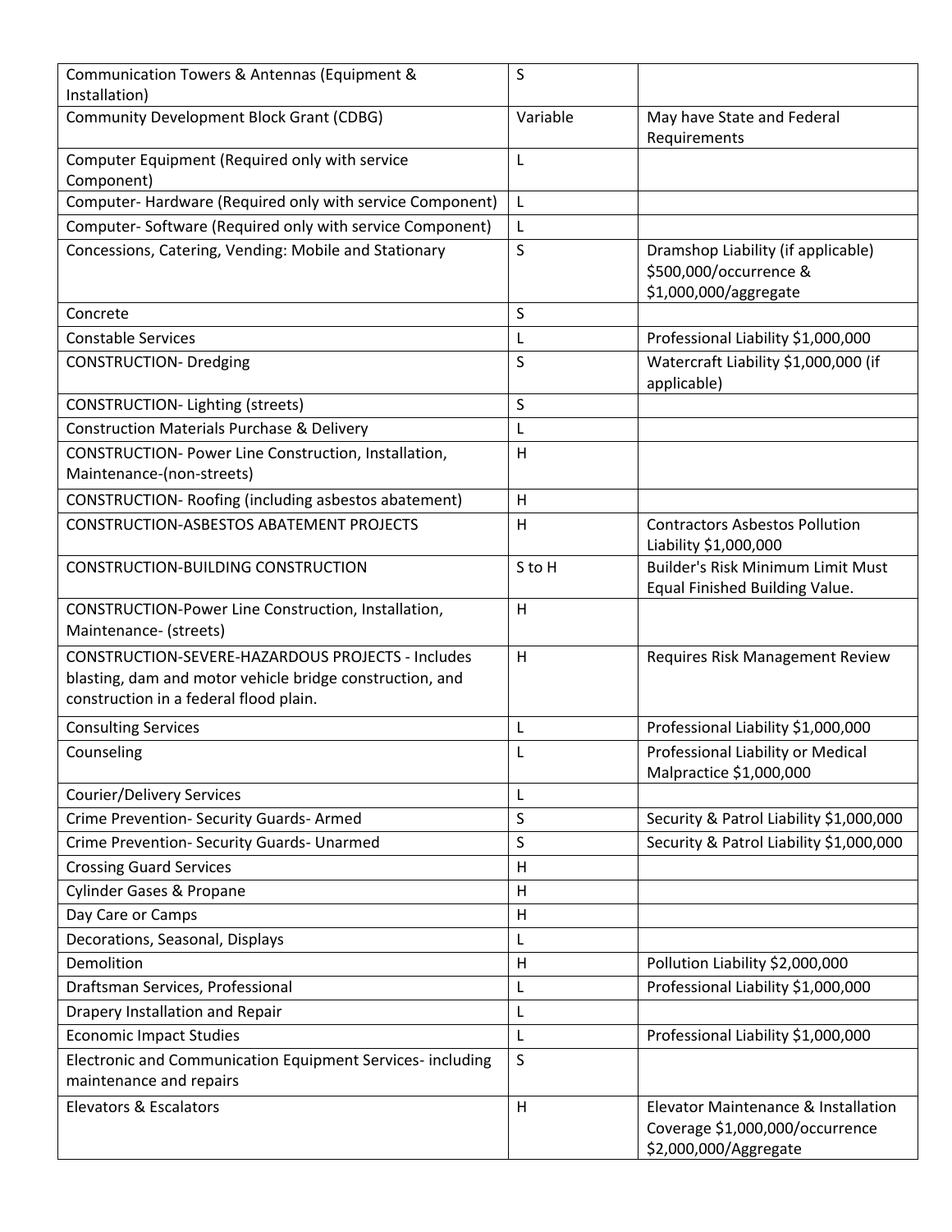| Communication Towers & Antennas (Equipment & Installation) | S | |
|---|---|---|
| Community Development Block Grant (CDBG) | Variable | May have State and Federal Requirements |
| Computer Equipment (Required only with service Component) | L | |
| Computer- Hardware (Required only with service Component) | L | |
| Computer- Software (Required only with service Component) | L | |
| Concessions, Catering, Vending: Mobile and Stationary | S | Dramshop Liability (if applicable) \$500,000/occurrence & \$1,000,000/aggregate |
| Concrete | S | |
| Constable Services | L | Professional Liability \$1,000,000 |
| CONSTRUCTION- Dredging | S | Watercraft Liability \$1,000,000 (if applicable) |
| CONSTRUCTION- Lighting (streets) | S | |
| Construction Materials Purchase & Delivery | L | |
| CONSTRUCTION- Power Line Construction, Installation, Maintenance-(non-streets) | H | |
| CONSTRUCTION- Roofing (including asbestos abatement) | H | |
| CONSTRUCTION-ASBESTOS ABATEMENT PROJECTS | H | Contractors Asbestos Pollution Liability \$1,000,000 |
| CONSTRUCTION-BUILDING CONSTRUCTION | S to H | Builder's Risk Minimum Limit Must Equal Finished Building Value. |
| CONSTRUCTION-Power Line Construction, Installation, Maintenance- (streets) | H | |
| CONSTRUCTION-SEVERE-HAZARDOUS PROJECTS - Includes blasting, dam and motor vehicle bridge construction, and construction in a federal flood plain. | H | Requires Risk Management Review |
| Consulting Services | L | Professional Liability \$1,000,000 |
| Counseling | L | Professional Liability or Medical Malpractice \$1,000,000 |
| Courier/Delivery Services | L | |
| Crime Prevention- Security Guards- Armed | S | Security & Patrol Liability \$1,000,000 |
| Crime Prevention- Security Guards- Unarmed | S | Security & Patrol Liability \$1,000,000 |
| Crossing Guard Services | H | |
| Cylinder Gases & Propane | H | |
| Day Care or Camps | H | |
| Decorations, Seasonal, Displays | L | |
| Demolition | H | Pollution Liability \$2,000,000 |
| Draftsman Services, Professional | L | Professional Liability \$1,000,000 |
| Drapery Installation and Repair | L | |
| Economic Impact Studies | L | Professional Liability \$1,000,000 |
| Electronic and Communication Equipment Services- including maintenance and repairs | S | |
| Elevators & Escalators | H | Elevator Maintenance & Installation Coverage \$1,000,000/occurrence \$2,000,000/Aggregate |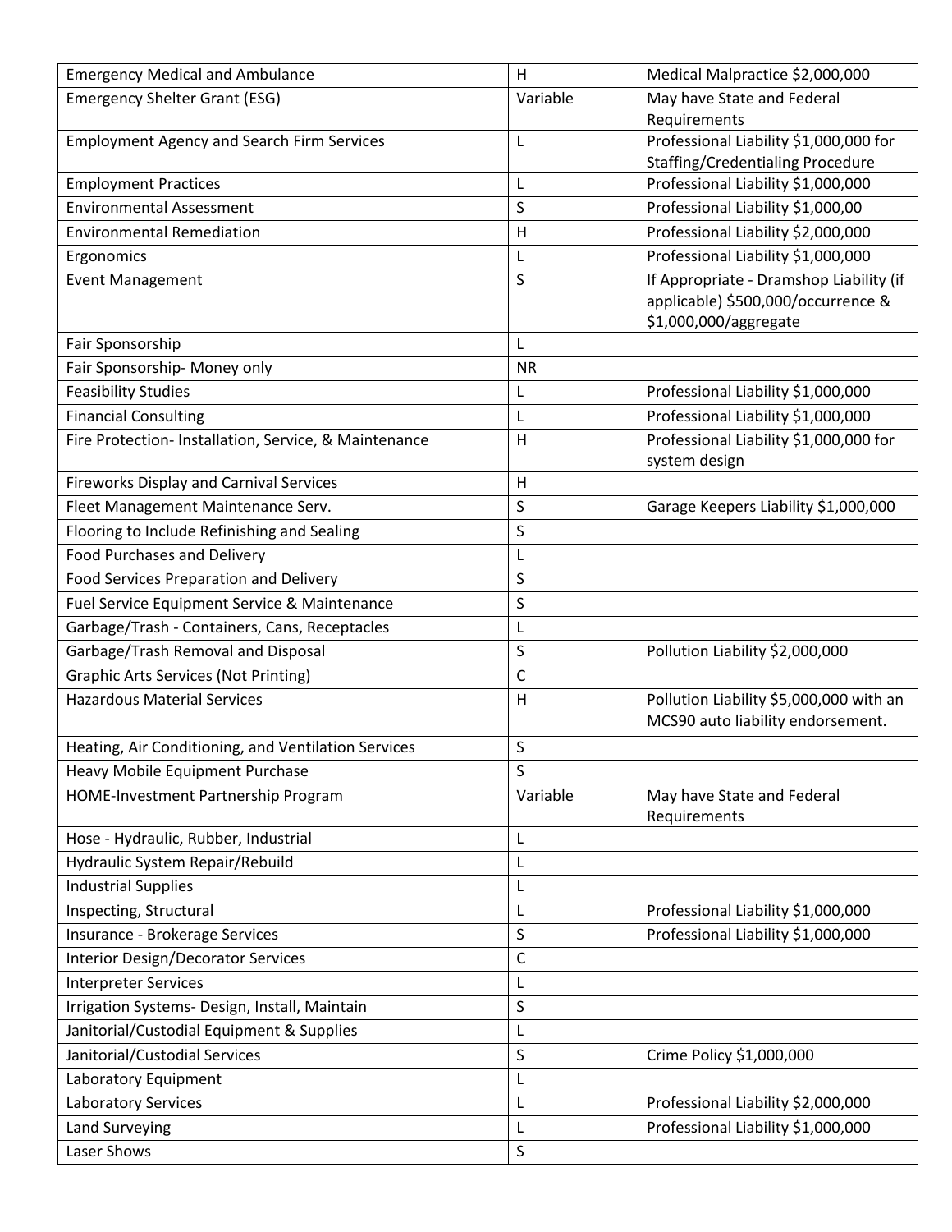| Emergency Medical and Ambulance | H | Medical Malpractice $2,000,000 |
|---|---|---|
| Emergency Shelter Grant (ESG) | Variable | May have State and Federal Requirements |
| Employment Agency and Search Firm Services | L | Professional Liability $1,000,000 for Staffing/Credentialing Procedure |
| Employment Practices | L | Professional Liability $1,000,000 |
| Environmental Assessment | S | Professional Liability $1,000,00 |
| Environmental Remediation | H | Professional Liability $2,000,000 |
| Ergonomics | L | Professional Liability $1,000,000 |
| Event Management | S | If Appropriate - Dramshop Liability (if applicable) $500,000/occurrence & $1,000,000/aggregate |
| Fair Sponsorship | L | |
| Fair Sponsorship- Money only | NR | |
| Feasibility Studies | L | Professional Liability $1,000,000 |
| Financial Consulting | L | Professional Liability $1,000,000 |
| Fire Protection- Installation, Service, & Maintenance | H | Professional Liability $1,000,000 for system design |
| Fireworks Display and Carnival Services | H | |
| Fleet Management Maintenance Serv. | S | Garage Keepers Liability $1,000,000 |
| Flooring to Include Refinishing and Sealing | S | |
| Food Purchases and Delivery | L | |
| Food Services Preparation and Delivery | S | |
| Fuel Service Equipment Service & Maintenance | S | |
| Garbage/Trash - Containers, Cans, Receptacles | L | |
| Garbage/Trash Removal and Disposal | S | Pollution Liability $2,000,000 |
| Graphic Arts Services (Not Printing) | C | |
| Hazardous Material Services | H | Pollution Liability $5,000,000 with an MCS90 auto liability endorsement. |
| Heating, Air Conditioning, and Ventilation Services | S | |
| Heavy Mobile Equipment Purchase | S | |
| HOME-Investment Partnership Program | Variable | May have State and Federal Requirements |
| Hose - Hydraulic, Rubber, Industrial | L | |
| Hydraulic System Repair/Rebuild | L | |
| Industrial Supplies | L | |
| Inspecting, Structural | L | Professional Liability $1,000,000 |
| Insurance - Brokerage Services | S | Professional Liability $1,000,000 |
| Interior Design/Decorator Services | C | |
| Interpreter Services | L | |
| Irrigation Systems- Design, Install, Maintain | S | |
| Janitorial/Custodial Equipment & Supplies | L | |
| Janitorial/Custodial Services | S | Crime Policy $1,000,000 |
| Laboratory Equipment | L | |
| Laboratory Services | L | Professional Liability $2,000,000 |
| Land Surveying | L | Professional Liability $1,000,000 |
| Laser Shows | S | |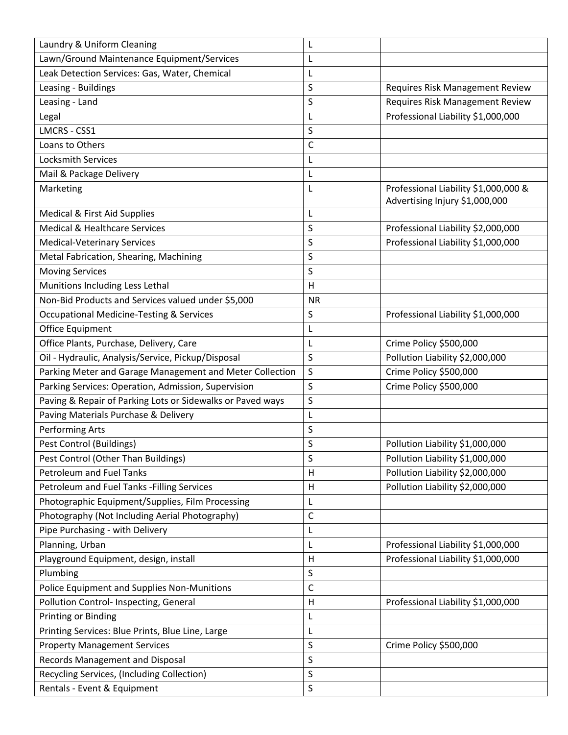| | | |
|---|---|---|
| Laundry & Uniform Cleaning | L | |
| Lawn/Ground Maintenance Equipment/Services | L | |
| Leak Detection Services: Gas, Water, Chemical | L | |
| Leasing - Buildings | S | Requires Risk Management Review |
| Leasing - Land | S | Requires Risk Management Review |
| Legal | L | Professional Liability $1,000,000 |
| LMCRS - CSS1 | S | |
| Loans to Others | C | |
| Locksmith Services | L | |
| Mail & Package Delivery | L | |
| Marketing | L | Professional Liability $1,000,000 & Advertising Injury $1,000,000 |
| Medical & First Aid Supplies | L | |
| Medical & Healthcare Services | S | Professional Liability $2,000,000 |
| Medical-Veterinary Services | S | Professional Liability $1,000,000 |
| Metal Fabrication, Shearing, Machining | S | |
| Moving Services | S | |
| Munitions Including Less Lethal | H | |
| Non-Bid Products and Services valued under $5,000 | NR | |
| Occupational Medicine-Testing & Services | S | Professional Liability $1,000,000 |
| Office Equipment | L | |
| Office Plants, Purchase, Delivery, Care | L | Crime Policy $500,000 |
| Oil - Hydraulic, Analysis/Service, Pickup/Disposal | S | Pollution Liability $2,000,000 |
| Parking Meter and Garage Management and Meter Collection | S | Crime Policy $500,000 |
| Parking Services: Operation, Admission, Supervision | S | Crime Policy $500,000 |
| Paving & Repair of Parking Lots or Sidewalks or Paved ways | S | |
| Paving Materials Purchase & Delivery | L | |
| Performing Arts | S | |
| Pest Control (Buildings) | S | Pollution Liability $1,000,000 |
| Pest Control (Other Than Buildings) | S | Pollution Liability $1,000,000 |
| Petroleum and Fuel Tanks | H | Pollution Liability $2,000,000 |
| Petroleum and Fuel Tanks -Filling Services | H | Pollution Liability $2,000,000 |
| Photographic Equipment/Supplies, Film Processing | L | |
| Photography (Not Including Aerial Photography) | C | |
| Pipe Purchasing - with Delivery | L | |
| Planning, Urban | L | Professional Liability $1,000,000 |
| Playground Equipment, design, install | H | Professional Liability $1,000,000 |
| Plumbing | S | |
| Police Equipment and Supplies Non-Munitions | C | |
| Pollution Control- Inspecting, General | H | Professional Liability $1,000,000 |
| Printing or Binding | L | |
| Printing Services: Blue Prints, Blue Line, Large | L | |
| Property Management Services | S | Crime Policy $500,000 |
| Records Management and Disposal | S | |
| Recycling Services, (Including Collection) | S | |
| Rentals - Event & Equipment | S | |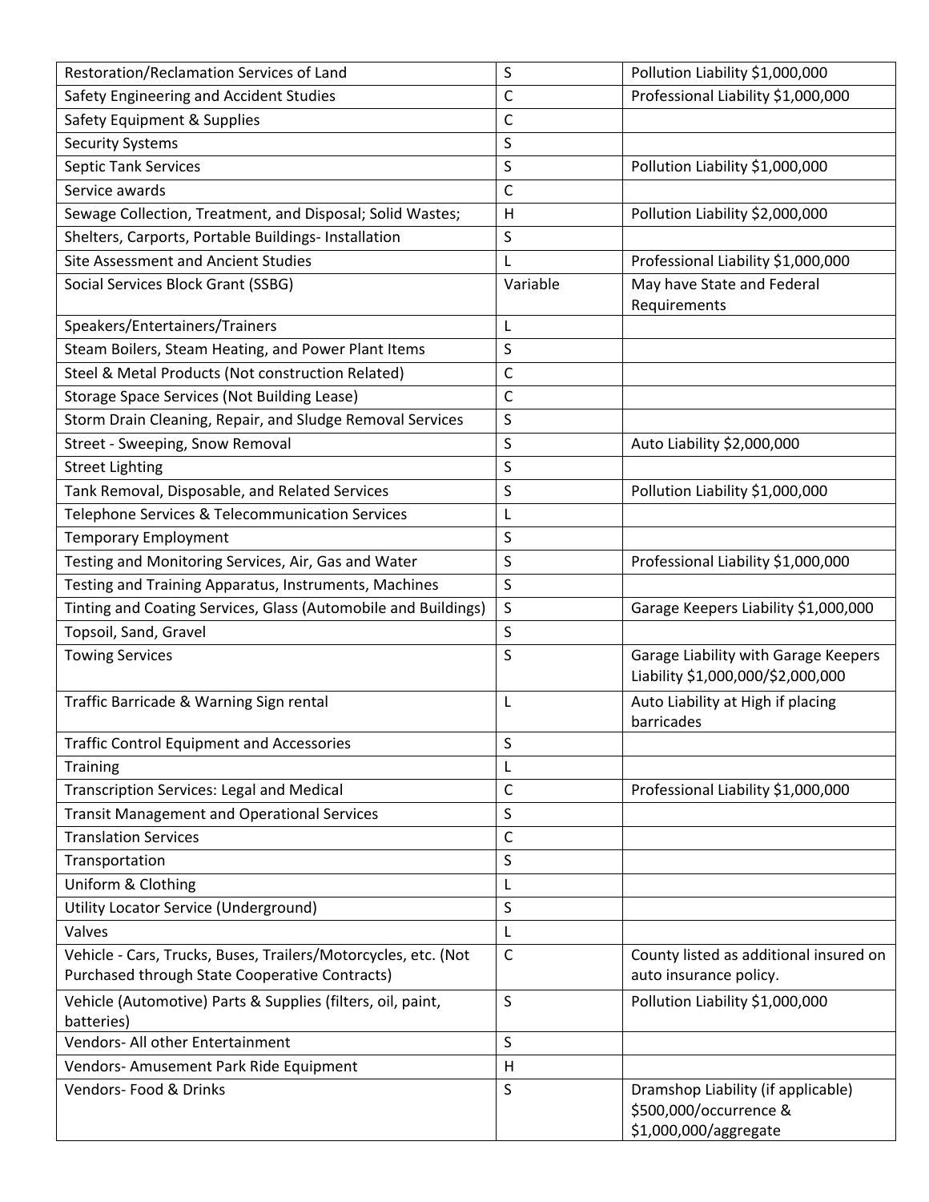| Restoration/Reclamation Services of Land | S | Pollution Liability $1,000,000 |
|---|---|---|
| Safety Engineering and Accident Studies | C | Professional Liability $1,000,000 |
| Safety Equipment & Supplies | C | |
| Security Systems | S | |
| Septic Tank Services | S | Pollution Liability $1,000,000 |
| Service awards | C | |
| Sewage Collection, Treatment, and Disposal; Solid Wastes; | H | Pollution Liability $2,000,000 |
| Shelters, Carports, Portable Buildings- Installation | S | |
| Site Assessment and Ancient Studies | L | Professional Liability $1,000,000 |
| Social Services Block Grant (SSBG) | Variable | May have State and Federal Requirements |
| Speakers/Entertainers/Trainers | L | |
| Steam Boilers, Steam Heating, and Power Plant Items | S | |
| Steel & Metal Products (Not construction Related) | C | |
| Storage Space Services (Not Building Lease) | C | |
| Storm Drain Cleaning, Repair, and Sludge Removal Services | S | |
| Street - Sweeping, Snow Removal | S | Auto Liability $2,000,000 |
| Street Lighting | S | |
| Tank Removal, Disposable, and Related Services | S | Pollution Liability $1,000,000 |
| Telephone Services & Telecommunication Services | L | |
| Temporary Employment | S | |
| Testing and Monitoring Services, Air, Gas and Water | S | Professional Liability $1,000,000 |
| Testing and Training Apparatus, Instruments, Machines | S | |
| Tinting and Coating Services, Glass (Automobile and Buildings) | S | Garage Keepers Liability $1,000,000 |
| Topsoil, Sand, Gravel | S | |
| Towing Services | S | Garage Liability with Garage Keepers Liability $1,000,000/$2,000,000 |
| Traffic Barricade & Warning Sign rental | L | Auto Liability at High if placing barricades |
| Traffic Control Equipment and Accessories | S | |
| Training | L | |
| Transcription Services: Legal and Medical | C | Professional Liability $1,000,000 |
| Transit Management and Operational Services | S | |
| Translation Services | C | |
| Transportation | S | |
| Uniform & Clothing | L | |
| Utility Locator Service (Underground) | S | |
| Valves | L | |
| Vehicle - Cars, Trucks, Buses, Trailers/Motorcycles, etc. (Not Purchased through State Cooperative Contracts) | C | County listed as additional insured on auto insurance policy. |
| Vehicle (Automotive) Parts & Supplies (filters, oil, paint, batteries) | S | Pollution Liability $1,000,000 |
| Vendors- All other Entertainment | S | |
| Vendors- Amusement Park Ride Equipment | H | |
| Vendors- Food & Drinks | S | Dramshop Liability (if applicable) $500,000/occurrence & $1,000,000/aggregate |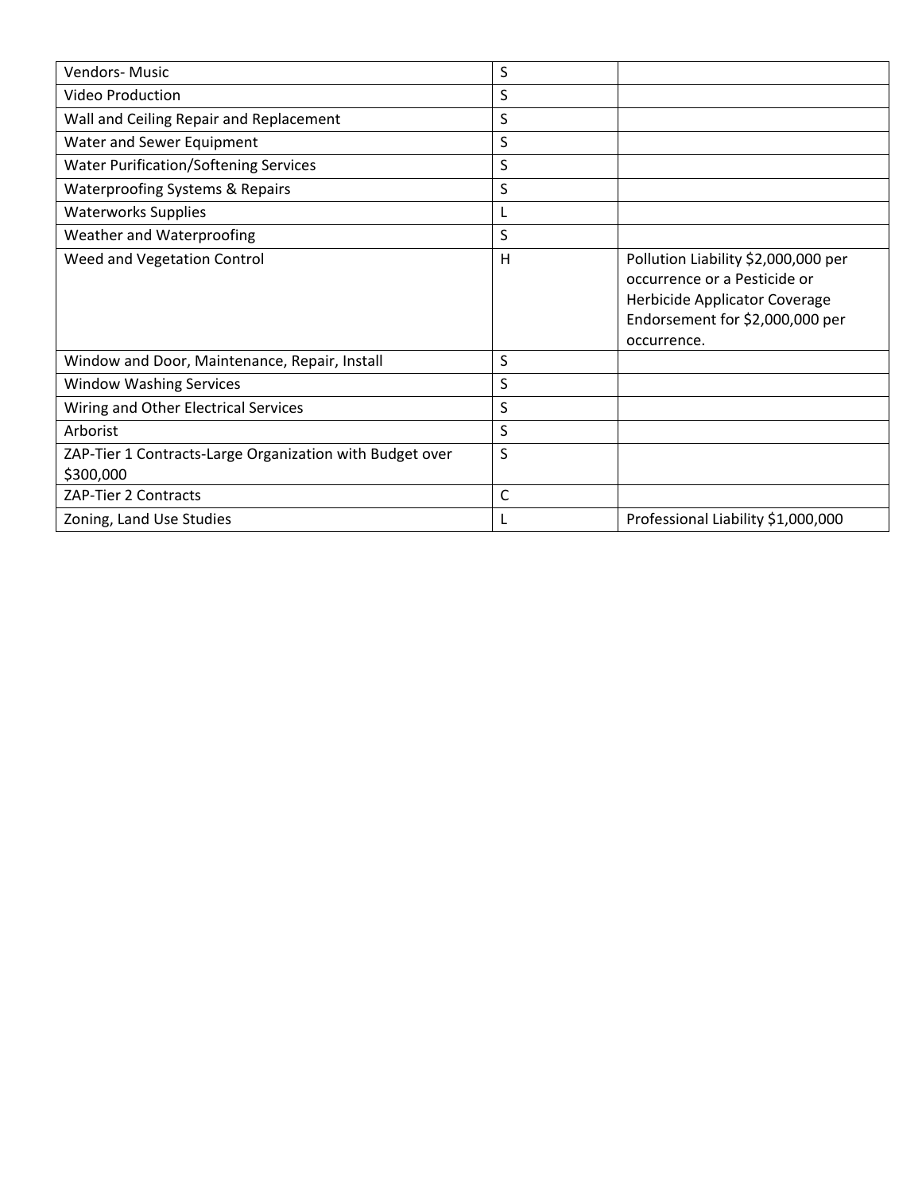| | | |
|---|---|---|
| Vendors- Music | S | |
| Video Production | S | |
| Wall and Ceiling Repair and Replacement | S | |
| Water and Sewer Equipment | S | |
| Water Purification/Softening Services | S | |
| Waterproofing Systems & Repairs | S | |
| Waterworks Supplies | L | |
| Weather and Waterproofing | S | |
| Weed and Vegetation Control | H | Pollution Liability $2,000,000 per occurrence or a Pesticide or Herbicide Applicator Coverage Endorsement for $2,000,000 per occurrence. |
| Window and Door, Maintenance, Repair, Install | S | |
| Window Washing Services | S | |
| Wiring and Other Electrical Services | S | |
| Arborist | S | |
| ZAP-Tier 1 Contracts-Large Organization with Budget over $300,000 | S | |
| ZAP-Tier 2 Contracts | C | |
| Zoning, Land Use Studies | L | Professional Liability $1,000,000 |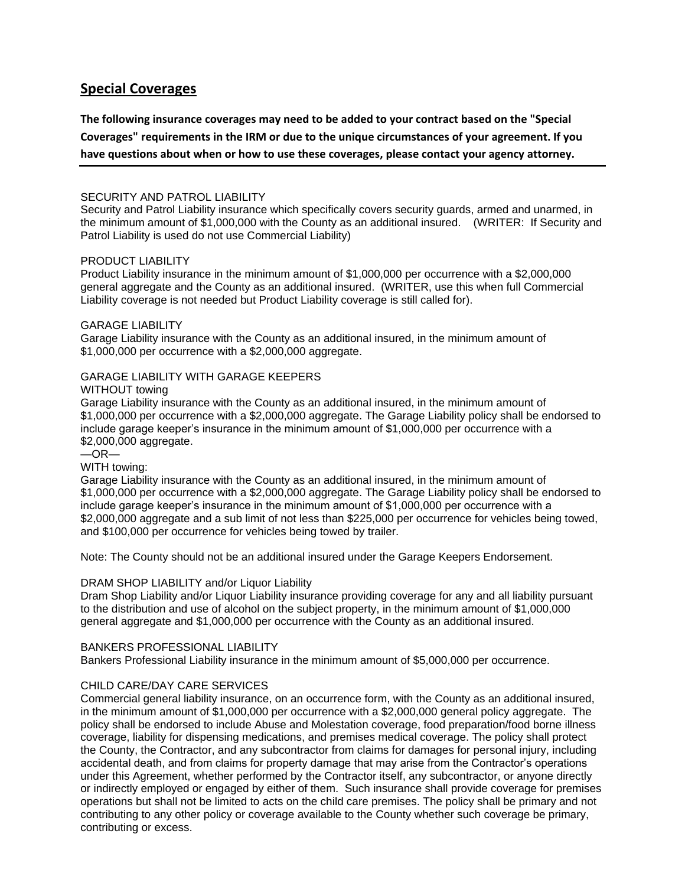## Special Coverages

**The following insurance coverages may need to be added to your contract based on the "Special Coverages" requirements in the IRM or due to the unique circumstances of your agreement. If you have questions about when or how to use these coverages, please contact your agency attorney.**

---

SECURITY AND PATROL LIABILITY

Security and Patrol Liability insurance which specifically covers security guards, armed and unarmed, in the minimum amount of $1,000,000 with the County as an additional insured. (WRITER: If Security and Patrol Liability is used do not use Commercial Liability)

PRODUCT LIABILITY

Product Liability insurance in the minimum amount of $1,000,000 per occurrence with a $2,000,000 general aggregate and the County as an additional insured. (WRITER, use this when full Commercial Liability coverage is not needed but Product Liability coverage is still called for).

GARAGE LIABILITY

Garage Liability insurance with the County as an additional insured, in the minimum amount of $1,000,000 per occurrence with a $2,000,000 aggregate.

GARAGE LIABILITY WITH GARAGE KEEPERS

WITHOUT towing

Garage Liability insurance with the County as an additional insured, in the minimum amount of $1,000,000 per occurrence with a $2,000,000 aggregate. The Garage Liability policy shall be endorsed to include garage keeper's insurance in the minimum amount of $1,000,000 per occurrence with a $2,000,000 aggregate.

—OR—

WITH towing:

Garage Liability insurance with the County as an additional insured, in the minimum amount of $1,000,000 per occurrence with a $2,000,000 aggregate. The Garage Liability policy shall be endorsed to include garage keeper's insurance in the minimum amount of $1,000,000 per occurrence with a $2,000,000 aggregate and a sub limit of not less than $225,000 per occurrence for vehicles being towed, and $100,000 per occurrence for vehicles being towed by trailer.

Note: The County should not be an additional insured under the Garage Keepers Endorsement.

DRAM SHOP LIABILITY and/or Liquor Liability

Dram Shop Liability and/or Liquor Liability insurance providing coverage for any and all liability pursuant to the distribution and use of alcohol on the subject property, in the minimum amount of $1,000,000 general aggregate and $1,000,000 per occurrence with the County as an additional insured.

BANKERS PROFESSIONAL LIABILITY

Bankers Professional Liability insurance in the minimum amount of $5,000,000 per occurrence.

CHILD CARE/DAY CARE SERVICES

Commercial general liability insurance, on an occurrence form, with the County as an additional insured, in the minimum amount of $1,000,000 per occurrence with a $2,000,000 general policy aggregate. The policy shall be endorsed to include Abuse and Molestation coverage, food preparation/food borne illness coverage, liability for dispensing medications, and premises medical coverage. The policy shall protect the County, the Contractor, and any subcontractor from claims for damages for personal injury, including accidental death, and from claims for property damage that may arise from the Contractor's operations under this Agreement, whether performed by the Contractor itself, any subcontractor, or anyone directly or indirectly employed or engaged by either of them. Such insurance shall provide coverage for premises operations but shall not be limited to acts on the child care premises. The policy shall be primary and not contributing to any other policy or coverage available to the County whether such coverage be primary, contributing or excess.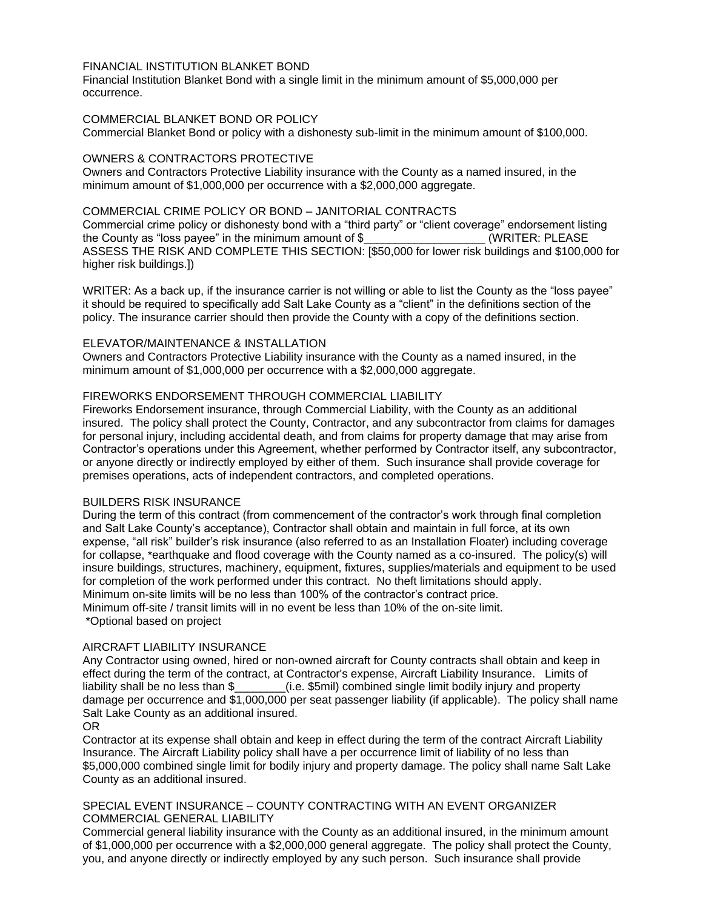### FINANCIAL INSTITUTION BLANKET BOND

Financial Institution Blanket Bond with a single limit in the minimum amount of $5,000,000 per occurrence.

### COMMERCIAL BLANKET BOND OR POLICY

Commercial Blanket Bond or policy with a dishonesty sub-limit in the minimum amount of $100,000.

### OWNERS & CONTRACTORS PROTECTIVE

Owners and Contractors Protective Liability insurance with the County as a named insured, in the minimum amount of $1,000,000 per occurrence with a $2,000,000 aggregate.

### COMMERCIAL CRIME POLICY OR BOND – JANITORIAL CONTRACTS

Commercial crime policy or dishonesty bond with a "third party" or "client coverage" endorsement listing the County as "loss payee" in the minimum amount of $___________________ (WRITER: PLEASE ASSESS THE RISK AND COMPLETE THIS SECTION: [$50,000 for lower risk buildings and $100,000 for higher risk buildings.])

WRITER: As a back up, if the insurance carrier is not willing or able to list the County as the "loss payee" it should be required to specifically add Salt Lake County as a "client" in the definitions section of the policy. The insurance carrier should then provide the County with a copy of the definitions section.

### ELEVATOR/MAINTENANCE & INSTALLATION

Owners and Contractors Protective Liability insurance with the County as a named insured, in the minimum amount of $1,000,000 per occurrence with a $2,000,000 aggregate.

### FIREWORKS ENDORSEMENT THROUGH COMMERCIAL LIABILITY

Fireworks Endorsement insurance, through Commercial Liability, with the County as an additional insured. The policy shall protect the County, Contractor, and any subcontractor from claims for damages for personal injury, including accidental death, and from claims for property damage that may arise from Contractor's operations under this Agreement, whether performed by Contractor itself, any subcontractor, or anyone directly or indirectly employed by either of them. Such insurance shall provide coverage for premises operations, acts of independent contractors, and completed operations.

### BUILDERS RISK INSURANCE

During the term of this contract (from commencement of the contractor's work through final completion and Salt Lake County's acceptance), Contractor shall obtain and maintain in full force, at its own expense, "all risk" builder's risk insurance (also referred to as an Installation Floater) including coverage for collapse, *earthquake and flood coverage with the County named as a co-insured. The policy(s) will insure buildings, structures, machinery, equipment, fixtures, supplies/materials and equipment to be used for completion of the work performed under this contract. No theft limitations should apply.
Minimum on-site limits will be no less than 100% of the contractor's contract price.
Minimum off-site / transit limits will in no event be less than 10% of the on-site limit.
*Optional based on project

### AIRCRAFT LIABILITY INSURANCE

Any Contractor using owned, hired or non-owned aircraft for County contracts shall obtain and keep in effect during the term of the contract, at Contractor's expense, Aircraft Liability Insurance. Limits of liability shall be no less than $________(i.e. $5mil) combined single limit bodily injury and property damage per occurrence and $1,000,000 per seat passenger liability (if applicable). The policy shall name Salt Lake County as an additional insured.

OR

Contractor at its expense shall obtain and keep in effect during the term of the contract Aircraft Liability Insurance. The Aircraft Liability policy shall have a per occurrence limit of liability of no less than $5,000,000 combined single limit for bodily injury and property damage. The policy shall name Salt Lake County as an additional insured.

### SPECIAL EVENT INSURANCE – COUNTY CONTRACTING WITH AN EVENT ORGANIZER COMMERCIAL GENERAL LIABILITY

Commercial general liability insurance with the County as an additional insured, in the minimum amount of $1,000,000 per occurrence with a $2,000,000 general aggregate. The policy shall protect the County, you, and anyone directly or indirectly employed by any such person. Such insurance shall provide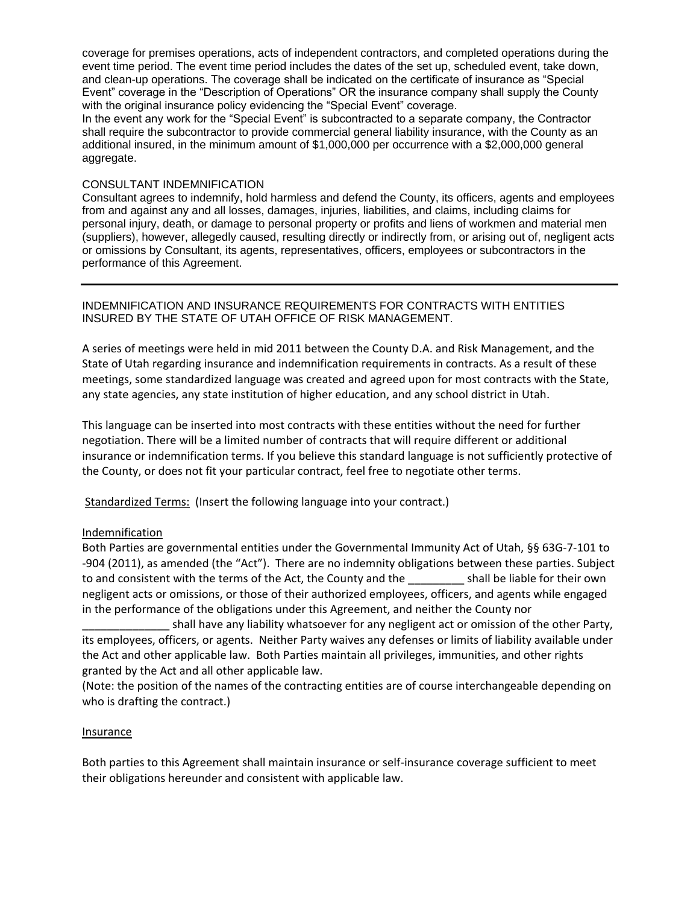coverage for premises operations, acts of independent contractors, and completed operations during the event time period. The event time period includes the dates of the set up, scheduled event, take down, and clean-up operations. The coverage shall be indicated on the certificate of insurance as "Special Event" coverage in the "Description of Operations" OR the insurance company shall supply the County with the original insurance policy evidencing the "Special Event" coverage.
In the event any work for the "Special Event" is subcontracted to a separate company, the Contractor shall require the subcontractor to provide commercial general liability insurance, with the County as an additional insured, in the minimum amount of $1,000,000 per occurrence with a $2,000,000 general aggregate.

CONSULTANT INDEMNIFICATION
Consultant agrees to indemnify, hold harmless and defend the County, its officers, agents and employees from and against any and all losses, damages, injuries, liabilities, and claims, including claims for personal injury, death, or damage to personal property or profits and liens of workmen and material men (suppliers), however, allegedly caused, resulting directly or indirectly from, or arising out of, negligent acts or omissions by Consultant, its agents, representatives, officers, employees or subcontractors in the performance of this Agreement.

---

INDEMNIFICATION AND INSURANCE REQUIREMENTS FOR CONTRACTS WITH ENTITIES INSURED BY THE STATE OF UTAH OFFICE OF RISK MANAGEMENT.

A series of meetings were held in mid 2011 between the County D.A. and Risk Management, and the State of Utah regarding insurance and indemnification requirements in contracts. As a result of these meetings, some standardized language was created and agreed upon for most contracts with the State, any state agencies, any state institution of higher education, and any school district in Utah.

This language can be inserted into most contracts with these entities without the need for further negotiation. There will be a limited number of contracts that will require different or additional insurance or indemnification terms. If you believe this standard language is not sufficiently protective of the County, or does not fit your particular contract, feel free to negotiate other terms.

Standardized Terms: (Insert the following language into your contract.)

Indemnification
Both Parties are governmental entities under the Governmental Immunity Act of Utah, §§ 63G-7-101 to -904 (2011), as amended (the "Act"). There are no indemnity obligations between these parties. Subject to and consistent with the terms of the Act, the County and the _________ shall be liable for their own negligent acts or omissions, or those of their authorized employees, officers, and agents while engaged in the performance of the obligations under this Agreement, and neither the County nor ______________ shall have any liability whatsoever for any negligent act or omission of the other Party, its employees, officers, or agents. Neither Party waives any defenses or limits of liability available under the Act and other applicable law. Both Parties maintain all privileges, immunities, and other rights granted by the Act and all other applicable law.
(Note: the position of the names of the contracting entities are of course interchangeable depending on who is drafting the contract.)

Insurance

Both parties to this Agreement shall maintain insurance or self-insurance coverage sufficient to meet their obligations hereunder and consistent with applicable law.